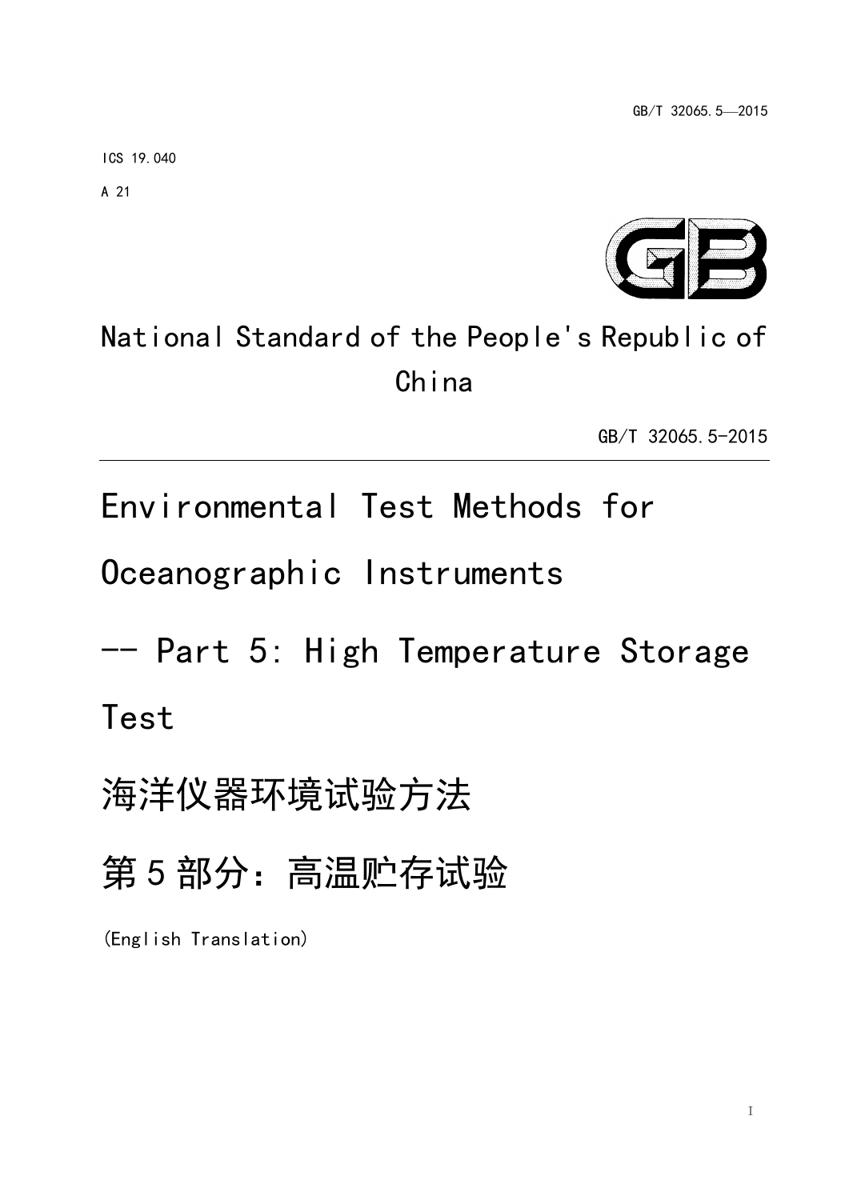GB/T 32065.5—2015

ICS 19.040

A 21

# National Standard of the People's Republic of China

GB/T 32065.5-2015

# Environmental Test Methods for Oceanographic Instruments -- Part 5: High Temperature Storage Test

# 海洋仪器环境试验方法 第5部分：高温贮存试验

(English Translation)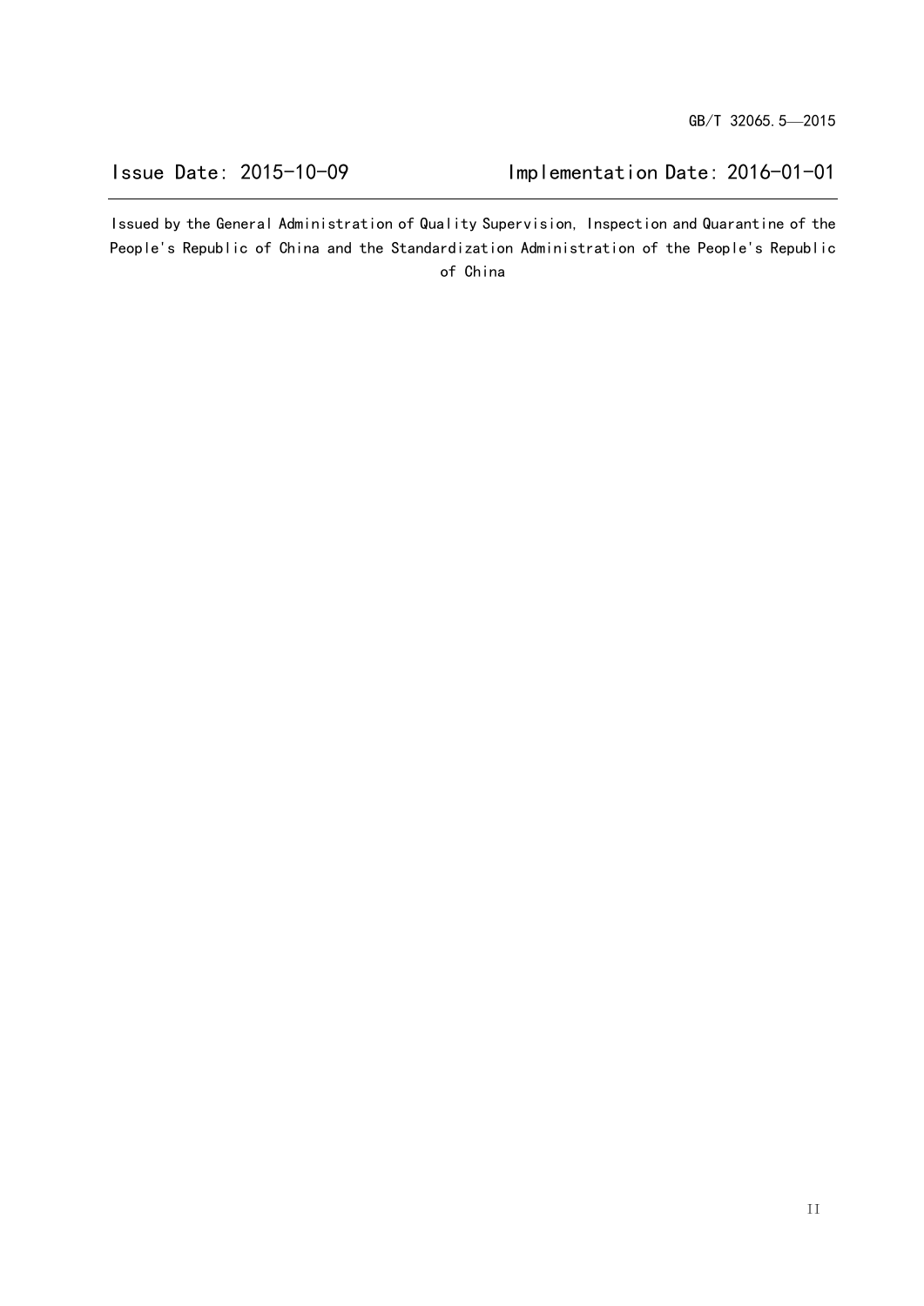Issue Date: 2015-10-09 Implementation Date: 2016-01-01

Issued by the General Administration of Quality Supervision, Inspection and Quarantine of the People's Republic of China and the Standardization Administration of the People's Republic of China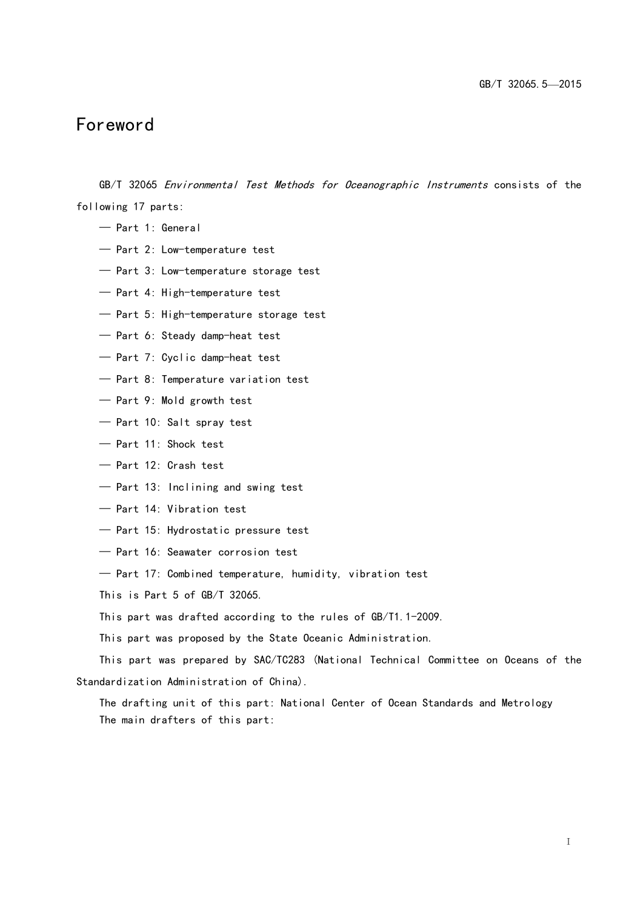# Foreword

GB/T 32065 *Environmental Test Methods for Oceanographic Instruments* consists of the following 17 parts:

— Part 1: General

— Part 2: Low-temperature test

— Part 3: Low-temperature storage test

— Part 4: High-temperature test

— Part 5: High-temperature storage test

— Part 6: Steady damp-heat test

— Part 7: Cyclic damp-heat test

— Part 8: Temperature variation test

— Part 9: Mold growth test

— Part 10: Salt spray test

— Part 11: Shock test

— Part 12: Crash test

— Part 13: Inclining and swing test

— Part 14: Vibration test

— Part 15: Hydrostatic pressure test

— Part 16: Seawater corrosion test

— Part 17: Combined temperature, humidity, vibration test

This is Part 5 of GB/T 32065.

This part was drafted according to the rules of GB/T1.1-2009.

This part was proposed by the State Oceanic Administration.

This part was prepared by SAC/TC283 (National Technical Committee on Oceans of the Standardization Administration of China).

The drafting unit of this part: National Center of Ocean Standards and Metrology

The main drafters of this part: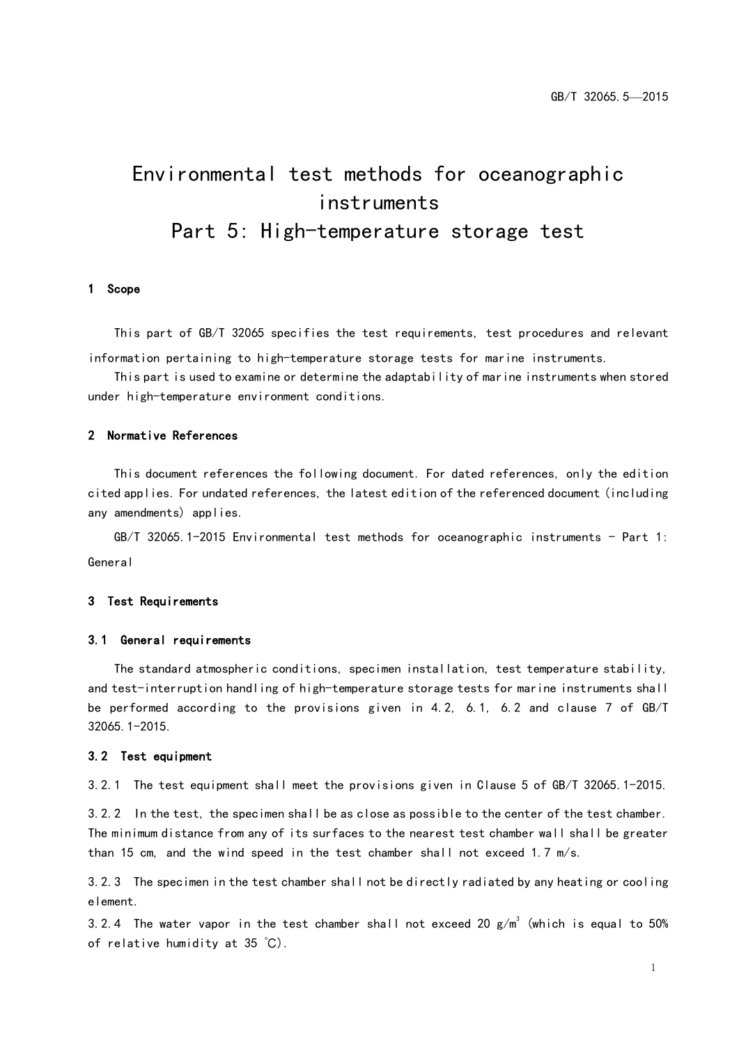# Environmental test methods for oceanographic instruments
# Part 5: High-temperature storage test

## 1 Scope

This part of GB/T 32065 specifies the test requirements, test procedures and relevant information pertaining to high-temperature storage tests for marine instruments.

This part is used to examine or determine the adaptability of marine instruments when stored under high-temperature environment conditions.

## 2 Normative References

This document references the following document. For dated references, only the edition cited applies. For undated references, the latest edition of the referenced document (including any amendments) applies.

GB/T 32065.1-2015 Environmental test methods for oceanographic instruments - Part 1: General

## 3 Test Requirements

### 3.1 General requirements

The standard atmospheric conditions, specimen installation, test temperature stability, and test-interruption handling of high-temperature storage tests for marine instruments shall be performed according to the provisions given in 4.2, 6.1, 6.2 and clause 7 of GB/T 32065.1-2015.

### 3.2 Test equipment

3.2.1 The test equipment shall meet the provisions given in Clause 5 of GB/T 32065.1-2015.

3.2.2 In the test, the specimen shall be as close as possible to the center of the test chamber. The minimum distance from any of its surfaces to the nearest test chamber wall shall be greater than 15 cm, and the wind speed in the test chamber shall not exceed 1.7 m/s.

3.2.3 The specimen in the test chamber shall not be directly radiated by any heating or cooling element.

3.2.4 The water vapor in the test chamber shall not exceed 20 g/m$^3$ (which is equal to 50% of relative humidity at 35 ℃).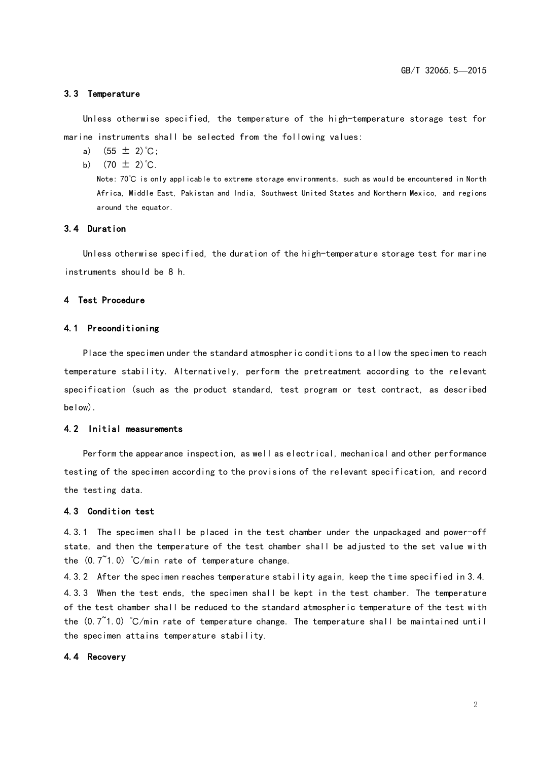### 3.3 Temperature

Unless otherwise specified, the temperature of the high-temperature storage test for marine instruments shall be selected from the following values:

a) (55 ± 2)℃;

b) (70 ± 2)℃.

Note: 70℃ is only applicable to extreme storage environments, such as would be encountered in North Africa, Middle East, Pakistan and India, Southwest United States and Northern Mexico, and regions around the equator.

### 3.4 Duration

Unless otherwise specified, the duration of the high-temperature storage test for marine instruments should be 8 h.

## 4 Test Procedure

### 4.1 Preconditioning

Place the specimen under the standard atmospheric conditions to allow the specimen to reach temperature stability. Alternatively, perform the pretreatment according to the relevant specification (such as the product standard, test program or test contract, as described below).

### 4.2 Initial measurements

Perform the appearance inspection, as well as electrical, mechanical and other performance testing of the specimen according to the provisions of the relevant specification, and record the testing data.

### 4.3 Condition test

4.3.1 The specimen shall be placed in the test chamber under the unpackaged and power-off state, and then the temperature of the test chamber shall be adjusted to the set value with the (0.7~1.0) ℃/min rate of temperature change.

4.3.2 After the specimen reaches temperature stability again, keep the time specified in 3.4.

4.3.3 When the test ends, the specimen shall be kept in the test chamber. The temperature of the test chamber shall be reduced to the standard atmospheric temperature of the test with the (0.7~1.0) ℃/min rate of temperature change. The temperature shall be maintained until the specimen attains temperature stability.

### 4.4 Recovery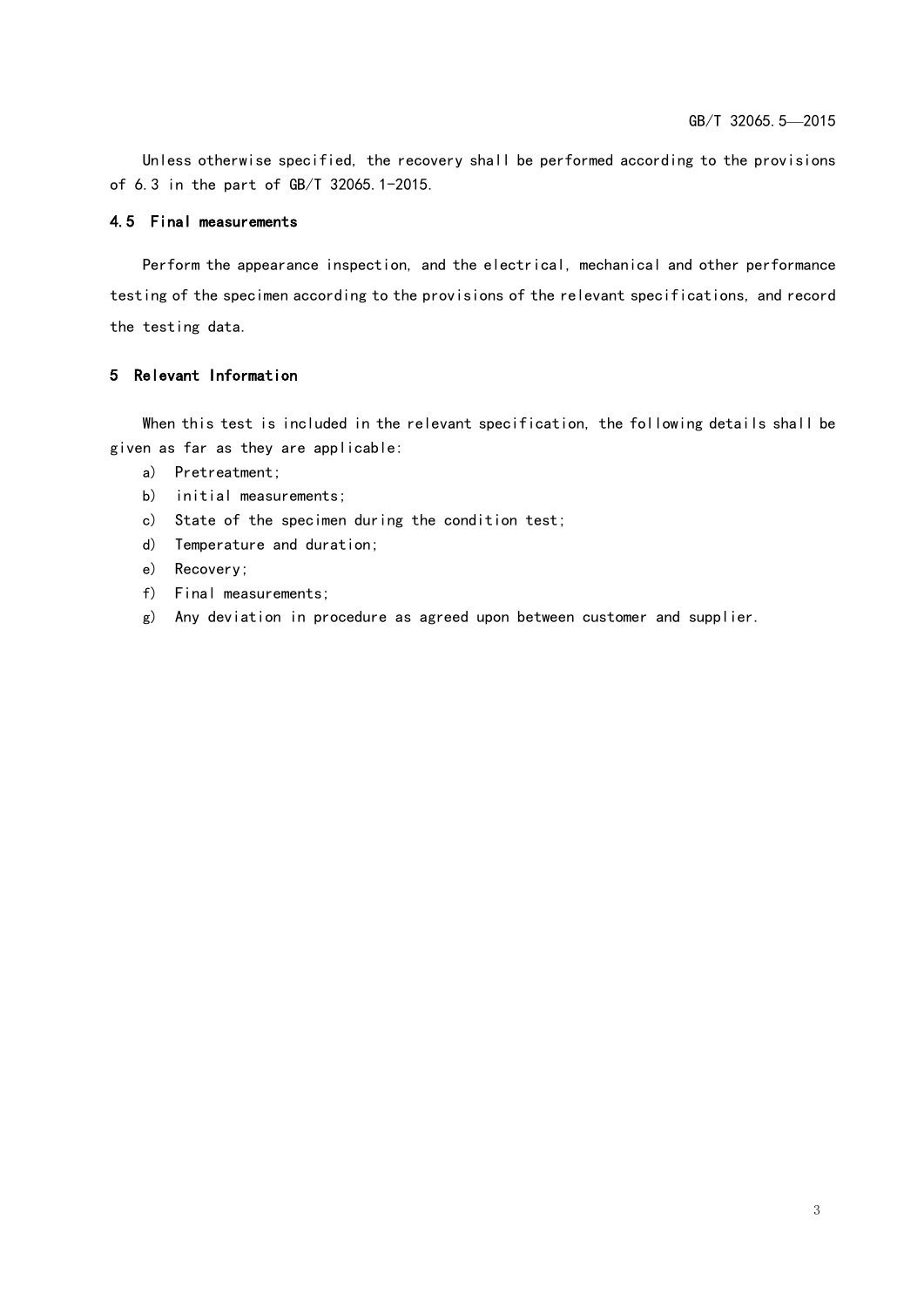Unless otherwise specified, the recovery shall be performed according to the provisions of 6.3 in the part of GB/T 32065.1-2015.

### 4.5 Final measurements

Perform the appearance inspection, and the electrical, mechanical and other performance testing of the specimen according to the provisions of the relevant specifications, and record the testing data.

## 5 Relevant Information

When this test is included in the relevant specification, the following details shall be given as far as they are applicable:

a) Pretreatment;

b) initial measurements;

c) State of the specimen during the condition test;

d) Temperature and duration;

e) Recovery;

f) Final measurements;

g) Any deviation in procedure as agreed upon between customer and supplier.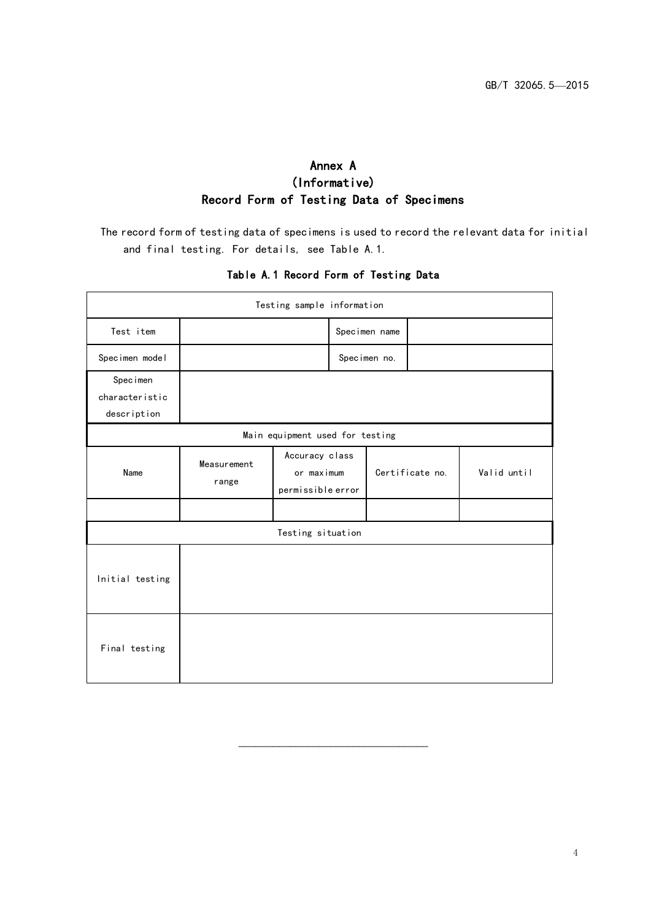# Annex A
## (Informative)
## Record Form of Testing Data of Specimens

The record form of testing data of specimens is used to record the relevant data for initial and final testing. For details, see Table A.1.

**Table A.1 Record Form of Testing Data**

| | | | | |
|---|---|---|---|---|
| Testing sample information | | | | |
| Test item | | | Specimen name | |
| Specimen model | | | Specimen no. | |
| Specimen characteristic description | | | | |
| Main equipment used for testing | | | | |
| Name | Measurement range | Accuracy class or maximum permissible error | Certificate no. | Valid until |
| | | | | |
| Testing situation | | | | |
| Initial testing | | | | |
| Final testing | | | | |